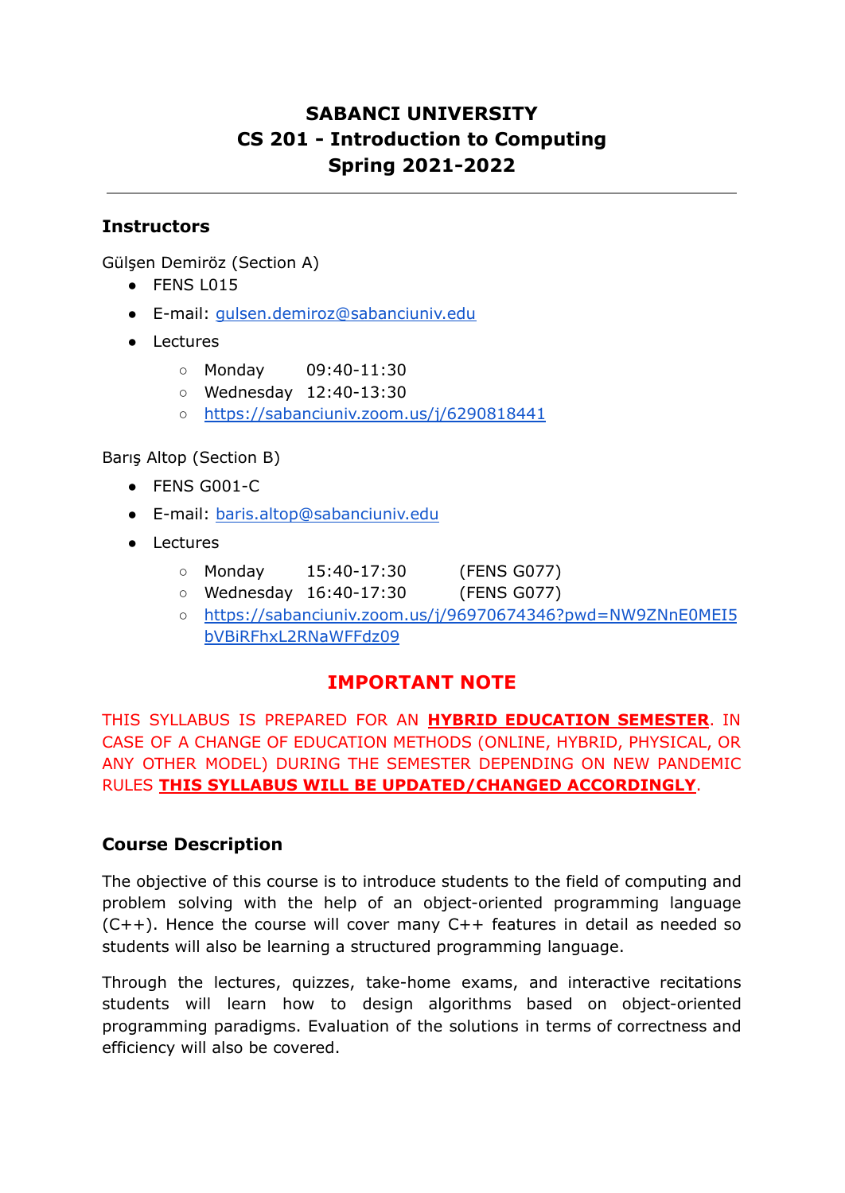# SABANCI UNIVERSITY
# CS 201 - Introduction to Computing
# Spring 2021-2022

---

## Instructors

Gülşen Demiröz (Section A)

- FENS L015
- E-mail: gulsen.demiroz@sabanciuniv.edu
- Lectures
  - Monday 09:40-11:30
  - Wednesday 12:40-13:30
  - https://sabanciuniv.zoom.us/j/6290818441

Barış Altop (Section B)

- FENS G001-C
- E-mail: baris.altop@sabanciuniv.edu
- Lectures
  - Monday 15:40-17:30 (FENS G077)
  - Wednesday 16:40-17:30 (FENS G077)
  - https://sabanciuniv.zoom.us/j/96970674346?pwd=NW9ZNnE0MEI5bVBiRFhxL2RNaWFFdz09

## IMPORTANT NOTE

THIS SYLLABUS IS PREPARED FOR AN **HYBRID EDUCATION SEMESTER**. IN CASE OF A CHANGE OF EDUCATION METHODS (ONLINE, HYBRID, PHYSICAL, OR ANY OTHER MODEL) DURING THE SEMESTER DEPENDING ON NEW PANDEMIC RULES **THIS SYLLABUS WILL BE UPDATED/CHANGED ACCORDINGLY**.

## Course Description

The objective of this course is to introduce students to the field of computing and problem solving with the help of an object-oriented programming language (C++). Hence the course will cover many C++ features in detail as needed so students will also be learning a structured programming language.

Through the lectures, quizzes, take-home exams, and interactive recitations students will learn how to design algorithms based on object-oriented programming paradigms. Evaluation of the solutions in terms of correctness and efficiency will also be covered.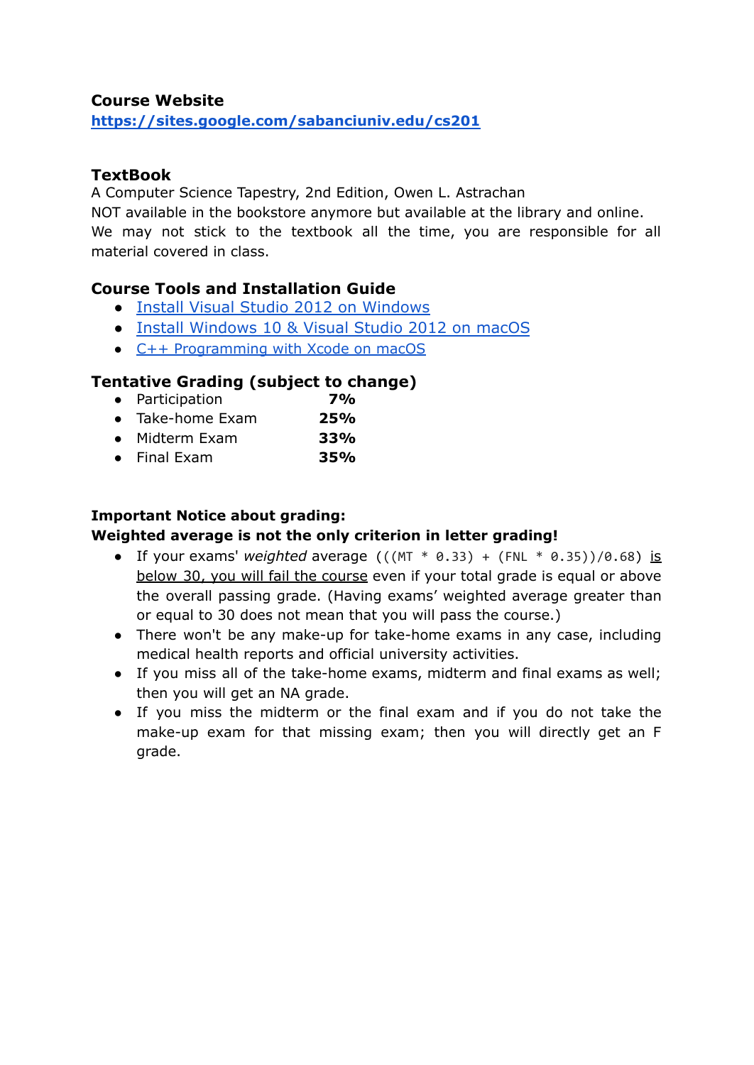### Course Website

[https://sites.google.com/sabanciuniv.edu/cs201](https://sites.google.com/sabanciuniv.edu/cs201)

### TextBook

A Computer Science Tapestry, 2nd Edition, Owen L. Astrachan
NOT available in the bookstore anymore but available at the library and online.
We may not stick to the textbook all the time, you are responsible for all material covered in class.

### Course Tools and Installation Guide

- Install Visual Studio 2012 on Windows
- Install Windows 10 & Visual Studio 2012 on macOS
- C++ Programming with Xcode on macOS

### Tentative Grading (subject to change)

- Participation **7%**
- Take-home Exam **25%**
- Midterm Exam **33%**
- Final Exam **35%**

**Important Notice about grading:**
**Weighted average is not the only criterion in letter grading!**

- If your exams' *weighted* average `(((MT * 0.33) + (FNL * 0.35))/0.68)` is below 30, you will fail the course even if your total grade is equal or above the overall passing grade. (Having exams' weighted average greater than or equal to 30 does not mean that you will pass the course.)
- There won't be any make-up for take-home exams in any case, including medical health reports and official university activities.
- If you miss all of the take-home exams, midterm and final exams as well; then you will get an NA grade.
- If you miss the midterm or the final exam and if you do not take the make-up exam for that missing exam; then you will directly get an F grade.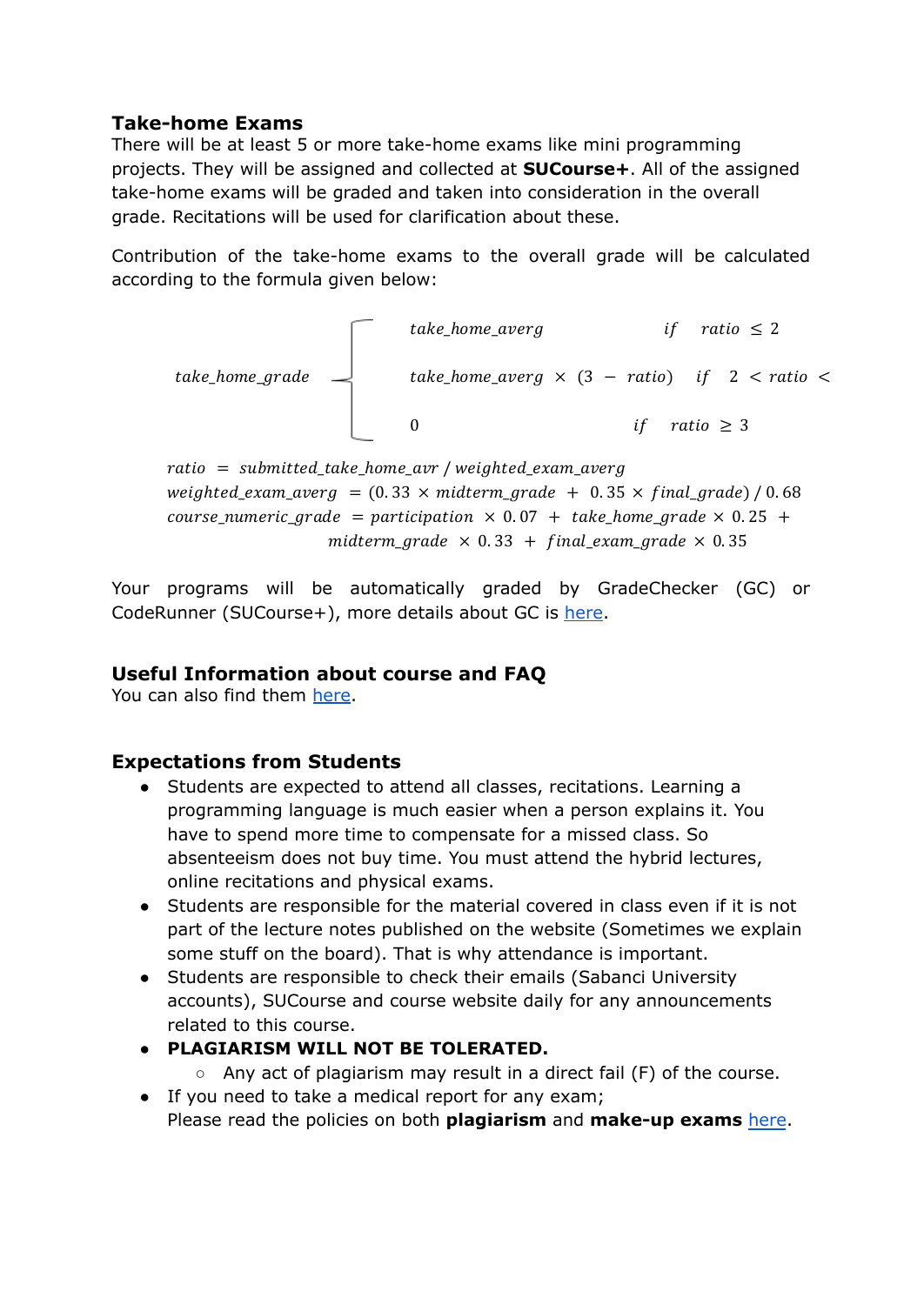### Take-home Exams

There will be at least 5 or more take-home exams like mini programming projects. They will be assigned and collected at **SUCourse+**. All of the assigned take-home exams will be graded and taken into consideration in the overall grade. Recitations will be used for clarification about these.

Contribution of the take-home exams to the overall grade will be calculated according to the formula given below:

$$take\_home\_grade \begin{cases} take\_home\_averg & if \quad ratio \leq 2 \\ take\_home\_averg \times (3 - ratio) & if \quad 2 < ratio < \\ 0 & if \quad ratio \geq 3 \end{cases}$$

$$ratio = submitted\_take\_home\_avr \,/\, weighted\_exam\_averg$$

$$weighted\_exam\_averg = (0.33 \times midterm\_grade + 0.35 \times final\_grade) \,/\, 0.68$$

$$course\_numeric\_grade = participation \times 0.07 + take\_home\_grade \times 0.25 + midterm\_grade \times 0.33 + final\_exam\_grade \times 0.35$$

Your programs will be automatically graded by GradeChecker (GC) or CodeRunner (SUCourse+), more details about GC is here.

### Useful Information about course and FAQ

You can also find them here.

### Expectations from Students

- Students are expected to attend all classes, recitations. Learning a programming language is much easier when a person explains it. You have to spend more time to compensate for a missed class. So absenteeism does not buy time. You must attend the hybrid lectures, online recitations and physical exams.
- Students are responsible for the material covered in class even if it is not part of the lecture notes published on the website (Sometimes we explain some stuff on the board). That is why attendance is important.
- Students are responsible to check their emails (Sabanci University accounts), SUCourse and course website daily for any announcements related to this course.
- **PLAGIARISM WILL NOT BE TOLERATED.**
  - Any act of plagiarism may result in a direct fail (F) of the course.
- If you need to take a medical report for any exam;
  Please read the policies on both **plagiarism** and **make-up exams** here.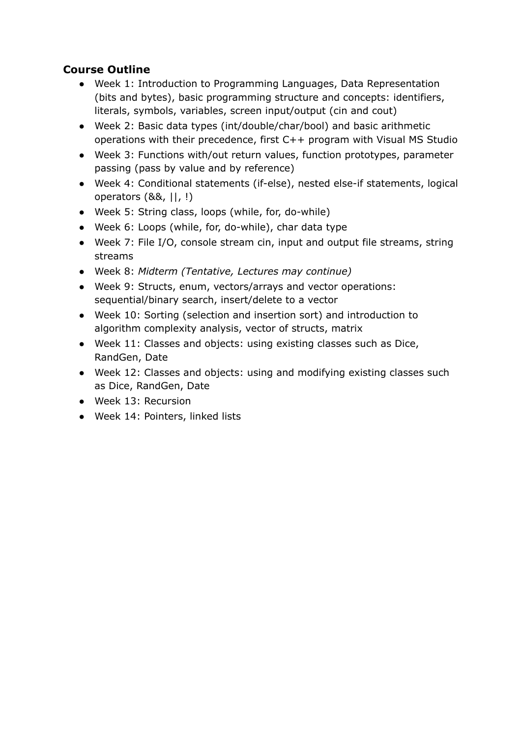## Course Outline

- Week 1: Introduction to Programming Languages, Data Representation (bits and bytes), basic programming structure and concepts: identifiers, literals, symbols, variables, screen input/output (cin and cout)
- Week 2: Basic data types (int/double/char/bool) and basic arithmetic operations with their precedence, first C++ program with Visual MS Studio
- Week 3: Functions with/out return values, function prototypes, parameter passing (pass by value and by reference)
- Week 4: Conditional statements (if-else), nested else-if statements, logical operators (&&, ||, !)
- Week 5: String class, loops (while, for, do-while)
- Week 6: Loops (while, for, do-while), char data type
- Week 7: File I/O, console stream cin, input and output file streams, string streams
- Week 8: *Midterm (Tentative, Lectures may continue)*
- Week 9: Structs, enum, vectors/arrays and vector operations: sequential/binary search, insert/delete to a vector
- Week 10: Sorting (selection and insertion sort) and introduction to algorithm complexity analysis, vector of structs, matrix
- Week 11: Classes and objects: using existing classes such as Dice, RandGen, Date
- Week 12: Classes and objects: using and modifying existing classes such as Dice, RandGen, Date
- Week 13: Recursion
- Week 14: Pointers, linked lists